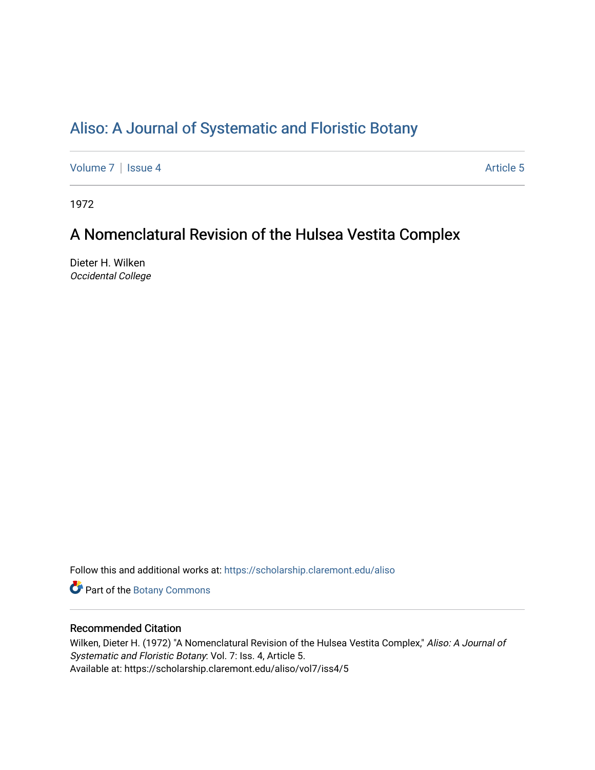# Aliso: A Journal of Systematic and Floristic Botany

Volume 7 | Issue 4 Article 5

1972

## A Nomenclatural Revision of the Hulsea Vestita Complex

Dieter H. Wilken
*Occidental College*

Follow this and additional works at: https://scholarship.claremont.edu/aliso

Part of the Botany Commons

### Recommended Citation

Wilken, Dieter H. (1972) "A Nomenclatural Revision of the Hulsea Vestita Complex," *Aliso: A Journal of Systematic and Floristic Botany*: Vol. 7: Iss. 4, Article 5.
Available at: https://scholarship.claremont.edu/aliso/vol7/iss4/5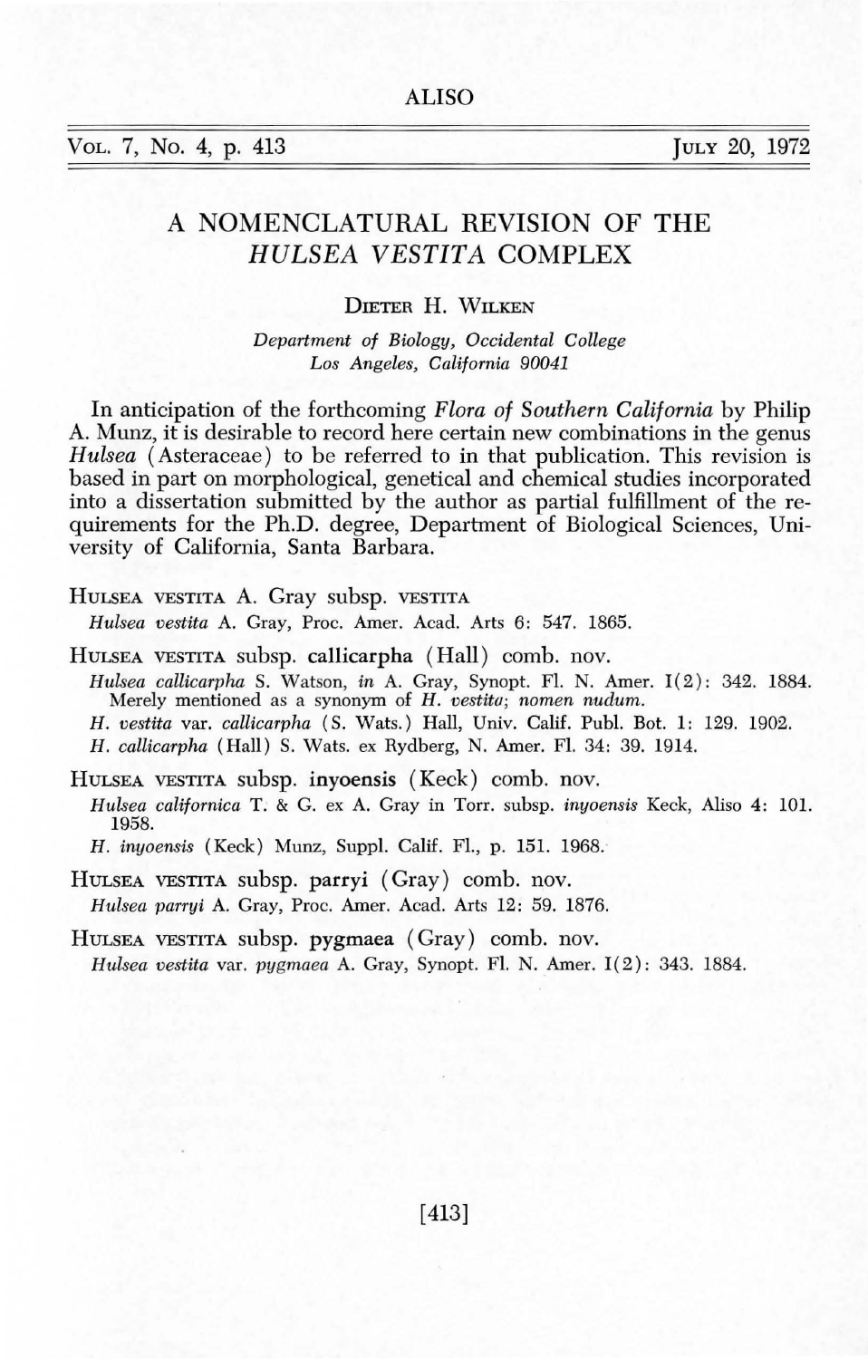# A NOMENCLATURAL REVISION OF THE *HULSEA VESTITA* COMPLEX

Dieter H. Wilken

*Department of Biology, Occidental College*
*Los Angeles, California 90041*

In anticipation of the forthcoming *Flora of Southern California* by Philip A. Munz, it is desirable to record here certain new combinations in the genus *Hulsea* (Asteraceae) to be referred to in that publication. This revision is based in part on morphological, genetical and chemical studies incorporated into a dissertation submitted by the author as partial fulfillment of the requirements for the Ph.D. degree, Department of Biological Sciences, University of California, Santa Barbara.

Hulsea vestita A. Gray subsp. vestita

*Hulsea vestita* A. Gray, Proc. Amer. Acad. Arts 6: 547. 1865.

Hulsea vestita subsp. **callicarpha** (Hall) comb. nov.

*Hulsea callicarpha* S. Watson, *in* A. Gray, Synopt. Fl. N. Amer. I(2): 342. 1884. Merely mentioned as a synonym of *H. vestita*; *nomen nudum.*

*H. vestita* var. *callicarpha* (S. Wats.) Hall, Univ. Calif. Publ. Bot. 1: 129. 1902.

*H. callicarpha* (Hall) S. Wats. ex Rydberg, N. Amer. Fl. 34: 39. 1914.

Hulsea vestita subsp. **inyoensis** (Keck) comb. nov.

*Hulsea californica* T. & G. ex A. Gray in Torr. subsp. *inyoensis* Keck, Aliso 4: 101. 1958.

*H. inyoensis* (Keck) Munz, Suppl. Calif. Fl., p. 151. 1968.

Hulsea vestita subsp. **parryi** (Gray) comb. nov.

*Hulsea parryi* A. Gray, Proc. Amer. Acad. Arts 12: 59. 1876.

Hulsea vestita subsp. **pygmaea** (Gray) comb. nov.

*Hulsea vestita* var. *pygmaea* A. Gray, Synopt. Fl. N. Amer. I(2): 343. 1884.